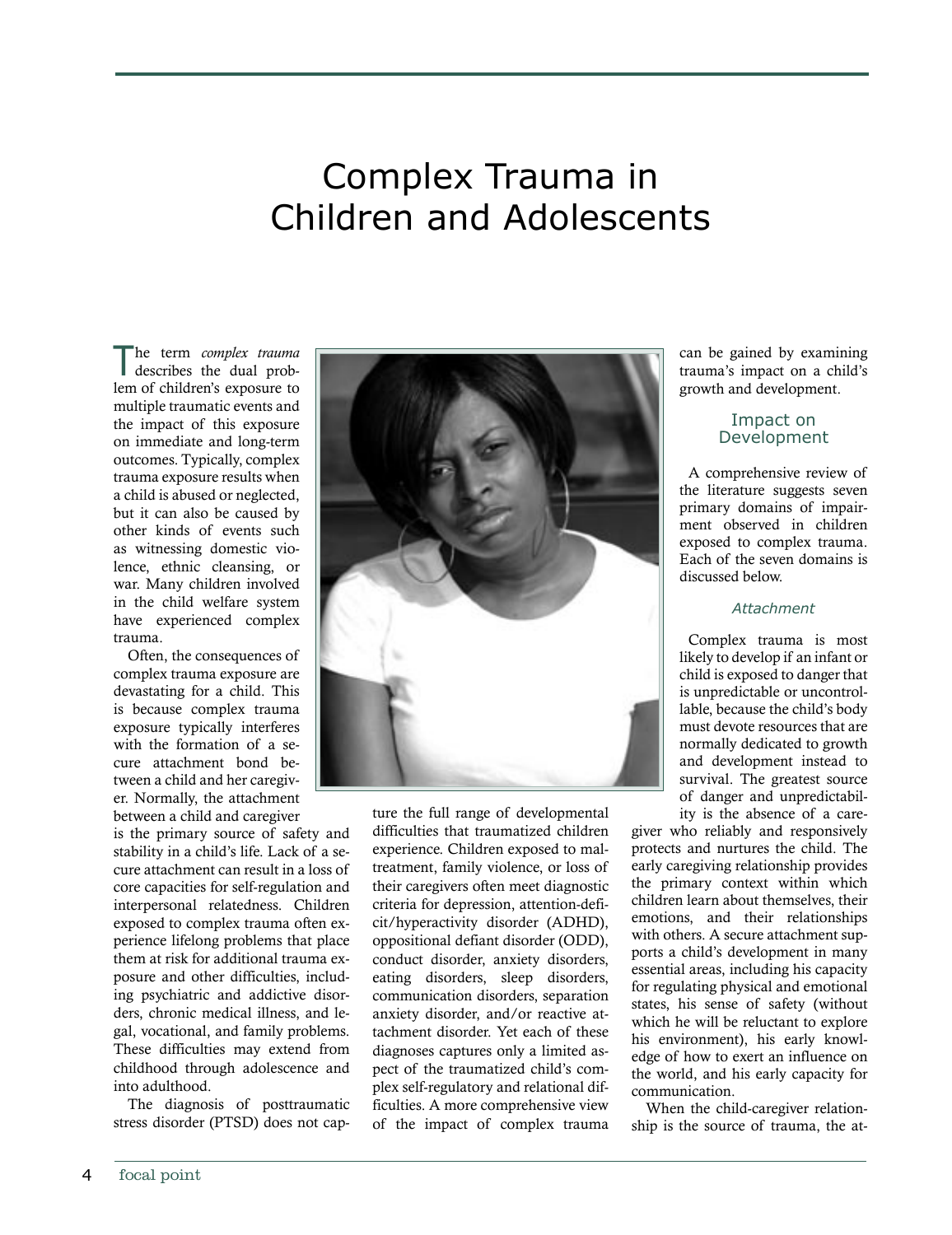# Complex Trauma in Children and Adolescents

The term *complex trauma* describes the dual problem of children's exposure to multiple traumatic events and the impact of this exposure on immediate and long-term outcomes. Typically, complex trauma exposure results when a child is abused or neglected, but it can also be caused by other kinds of events such as witnessing domestic violence, ethnic cleansing, or war. Many children involved in the child welfare system have experienced complex trauma.

Often, the consequences of complex trauma exposure are devastating for a child. This is because complex trauma exposure typically interferes with the formation of a secure attachment bond between a child and her caregiver. Normally, the attachment between a child and caregiver is the primary source of safety and stability in a child's life. Lack of a secure attachment can result in a loss of core capacities for self-regulation and interpersonal relatedness. Children exposed to complex trauma often experience lifelong problems that place them at risk for additional trauma exposure and other difficulties, including psychiatric and addictive disorders, chronic medical illness, and legal, vocational, and family problems. These difficulties may extend from childhood through adolescence and into adulthood.

The diagnosis of posttraumatic stress disorder (PTSD) does not capture the full range of developmental difficulties that traumatized children experience. Children exposed to maltreatment, family violence, or loss of their caregivers often meet diagnostic criteria for depression, attention-deficit/hyperactivity disorder (ADHD), oppositional defiant disorder (ODD), conduct disorder, anxiety disorders, eating disorders, sleep disorders, communication disorders, separation anxiety disorder, and/or reactive attachment disorder. Yet each of these diagnoses captures only a limited aspect of the traumatized child's complex self-regulatory and relational difficulties. A more comprehensive view of the impact of complex trauma can be gained by examining trauma's impact on a child's growth and development.

## Impact on Development

A comprehensive review of the literature suggests seven primary domains of impairment observed in children exposed to complex trauma. Each of the seven domains is discussed below.

### *Attachment*

Complex trauma is most likely to develop if an infant or child is exposed to danger that is unpredictable or uncontrollable, because the child's body must devote resources that are normally dedicated to growth and development instead to survival. The greatest source of danger and unpredictability is the absence of a caregiver who reliably and responsively protects and nurtures the child. The early caregiving relationship provides the primary context within which children learn about themselves, their emotions, and their relationships with others. A secure attachment supports a child's development in many essential areas, including his capacity for regulating physical and emotional states, his sense of safety (without which he will be reluctant to explore his environment), his early knowledge of how to exert an influence on the world, and his early capacity for communication.

When the child-caregiver relationship is the source of trauma, the at-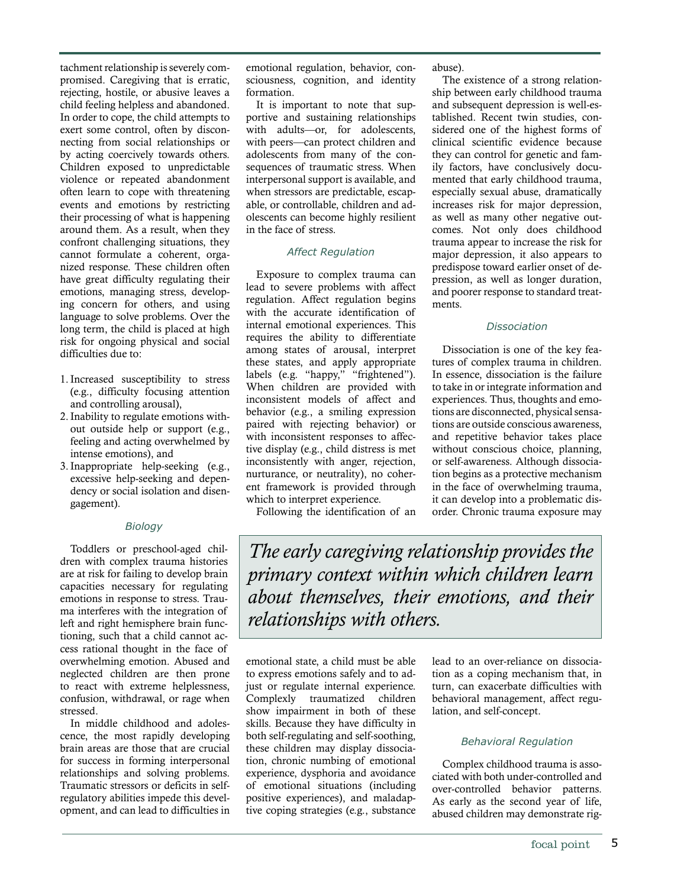tachment relationship is severely compromised. Caregiving that is erratic, rejecting, hostile, or abusive leaves a child feeling helpless and abandoned. In order to cope, the child attempts to exert some control, often by disconnecting from social relationships or by acting coercively towards others. Children exposed to unpredictable violence or repeated abandonment often learn to cope with threatening events and emotions by restricting their processing of what is happening around them. As a result, when they confront challenging situations, they cannot formulate a coherent, organized response. These children often have great difficulty regulating their emotions, managing stress, developing concern for others, and using language to solve problems. Over the long term, the child is placed at high risk for ongoing physical and social difficulties due to:

1. Increased susceptibility to stress (e.g., difficulty focusing attention and controlling arousal),
2. Inability to regulate emotions without outside help or support (e.g., feeling and acting overwhelmed by intense emotions), and
3. Inappropriate help-seeking (e.g., excessive help-seeking and dependency or social isolation and disengagement).

### *Biology*

Toddlers or preschool-aged children with complex trauma histories are at risk for failing to develop brain capacities necessary for regulating emotions in response to stress. Trauma interferes with the integration of left and right hemisphere brain functioning, such that a child cannot access rational thought in the face of overwhelming emotion. Abused and neglected children are then prone to react with extreme helplessness, confusion, withdrawal, or rage when stressed.

In middle childhood and adolescence, the most rapidly developing brain areas are those that are crucial for success in forming interpersonal relationships and solving problems. Traumatic stressors or deficits in self-regulatory abilities impede this development, and can lead to difficulties in emotional regulation, behavior, consciousness, cognition, and identity formation.

It is important to note that supportive and sustaining relationships with adults—or, for adolescents, with peers—can protect children and adolescents from many of the consequences of traumatic stress. When interpersonal support is available, and when stressors are predictable, escapable, or controllable, children and adolescents can become highly resilient in the face of stress.

### *Affect Regulation*

Exposure to complex trauma can lead to severe problems with affect regulation. Affect regulation begins with the accurate identification of internal emotional experiences. This requires the ability to differentiate among states of arousal, interpret these states, and apply appropriate labels (e.g. "happy," "frightened"). When children are provided with inconsistent models of affect and behavior (e.g., a smiling expression paired with rejecting behavior) or with inconsistent responses to affective display (e.g., child distress is met inconsistently with anger, rejection, nurturance, or neutrality), no coherent framework is provided through which to interpret experience.

Following the identification of an emotional state, a child must be able to express emotions safely and to adjust or regulate internal experience. Complexly traumatized children show impairment in both of these skills. Because they have difficulty in both self-regulating and self-soothing, these children may display dissociation, chronic numbing of emotional experience, dysphoria and avoidance of emotional situations (including positive experiences), and maladaptive coping strategies (e.g., substance abuse).

The existence of a strong relationship between early childhood trauma and subsequent depression is well-established. Recent twin studies, considered one of the highest forms of clinical scientific evidence because they can control for genetic and family factors, have conclusively documented that early childhood trauma, especially sexual abuse, dramatically increases risk for major depression, as well as many other negative outcomes. Not only does childhood trauma appear to increase the risk for major depression, it also appears to predispose toward earlier onset of depression, as well as longer duration, and poorer response to standard treatments.

> *The early caregiving relationship provides the primary context within which children learn about themselves, their emotions, and their relationships with others.*

### *Dissociation*

Dissociation is one of the key features of complex trauma in children. In essence, dissociation is the failure to take in or integrate information and experiences. Thus, thoughts and emotions are disconnected, physical sensations are outside conscious awareness, and repetitive behavior takes place without conscious choice, planning, or self-awareness. Although dissociation begins as a protective mechanism in the face of overwhelming trauma, it can develop into a problematic disorder. Chronic trauma exposure may lead to an over-reliance on dissociation as a coping mechanism that, in turn, can exacerbate difficulties with behavioral management, affect regulation, and self-concept.

### *Behavioral Regulation*

Complex childhood trauma is associated with both under-controlled and over-controlled behavior patterns. As early as the second year of life, abused children may demonstrate rig-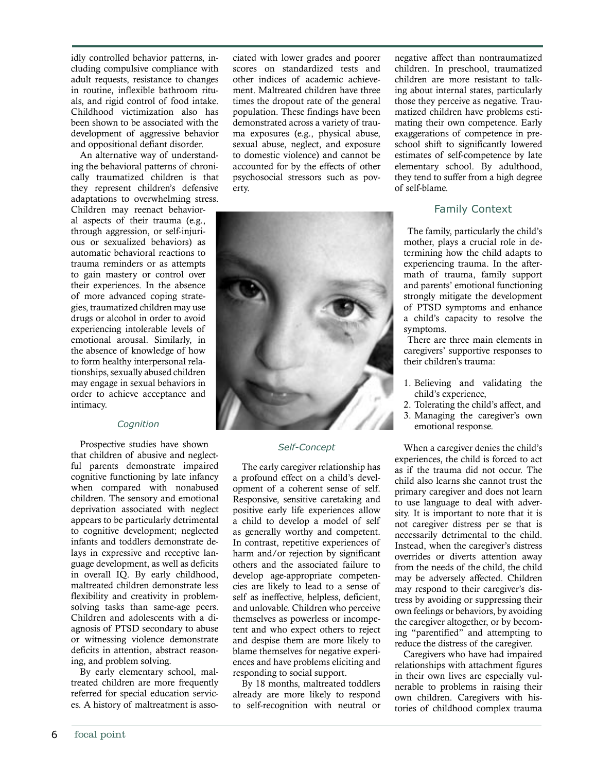idly controlled behavior patterns, including compulsive compliance with adult requests, resistance to changes in routine, inflexible bathroom rituals, and rigid control of food intake. Childhood victimization also has been shown to be associated with the development of aggressive behavior and oppositional defiant disorder.

An alternative way of understanding the behavioral patterns of chronically traumatized children is that they represent children's defensive adaptations to overwhelming stress. Children may reenact behavioral aspects of their trauma (e.g., through aggression, or self-injurious or sexualized behaviors) as automatic behavioral reactions to trauma reminders or as attempts to gain mastery or control over their experiences. In the absence of more advanced coping strategies, traumatized children may use drugs or alcohol in order to avoid experiencing intolerable levels of emotional arousal. Similarly, in the absence of knowledge of how to form healthy interpersonal relationships, sexually abused children may engage in sexual behaviors in order to achieve acceptance and intimacy.

### *Cognition*

Prospective studies have shown that children of abusive and neglectful parents demonstrate impaired cognitive functioning by late infancy when compared with nonabused children. The sensory and emotional deprivation associated with neglect appears to be particularly detrimental to cognitive development; neglected infants and toddlers demonstrate delays in expressive and receptive language development, as well as deficits in overall IQ. By early childhood, maltreated children demonstrate less flexibility and creativity in problem-solving tasks than same-age peers. Children and adolescents with a diagnosis of PTSD secondary to abuse or witnessing violence demonstrate deficits in attention, abstract reasoning, and problem solving.

By early elementary school, maltreated children are more frequently referred for special education services. A history of maltreatment is associated with lower grades and poorer scores on standardized tests and other indices of academic achievement. Maltreated children have three times the dropout rate of the general population. These findings have been demonstrated across a variety of trauma exposures (e.g., physical abuse, sexual abuse, neglect, and exposure to domestic violence) and cannot be accounted for by the effects of other psychosocial stressors such as poverty.

### *Self-Concept*

The early caregiver relationship has a profound effect on a child's development of a coherent sense of self. Responsive, sensitive caretaking and positive early life experiences allow a child to develop a model of self as generally worthy and competent. In contrast, repetitive experiences of harm and/or rejection by significant others and the associated failure to develop age-appropriate competencies are likely to lead to a sense of self as ineffective, helpless, deficient, and unlovable. Children who perceive themselves as powerless or incompetent and who expect others to reject and despise them are more likely to blame themselves for negative experiences and have problems eliciting and responding to social support.

By 18 months, maltreated toddlers already are more likely to respond to self-recognition with neutral or negative affect than nontraumatized children. In preschool, traumatized children are more resistant to talking about internal states, particularly those they perceive as negative. Traumatized children have problems estimating their own competence. Early exaggerations of competence in preschool shift to significantly lowered estimates of self-competence by late elementary school. By adulthood, they tend to suffer from a high degree of self-blame.

## Family Context

The family, particularly the child's mother, plays a crucial role in determining how the child adapts to experiencing trauma. In the aftermath of trauma, family support and parents' emotional functioning strongly mitigate the development of PTSD symptoms and enhance a child's capacity to resolve the symptoms.

There are three main elements in caregivers' supportive responses to their children's trauma:

1. Believing and validating the child's experience,
2. Tolerating the child's affect, and
3. Managing the caregiver's own emotional response.

When a caregiver denies the child's experiences, the child is forced to act as if the trauma did not occur. The child also learns she cannot trust the primary caregiver and does not learn to use language to deal with adversity. It is important to note that it is not caregiver distress per se that is necessarily detrimental to the child. Instead, when the caregiver's distress overrides or diverts attention away from the needs of the child, the child may be adversely affected. Children may respond to their caregiver's distress by avoiding or suppressing their own feelings or behaviors, by avoiding the caregiver altogether, or by becoming "parentified" and attempting to reduce the distress of the caregiver.

Caregivers who have had impaired relationships with attachment figures in their own lives are especially vulnerable to problems in raising their own children. Caregivers with histories of childhood complex trauma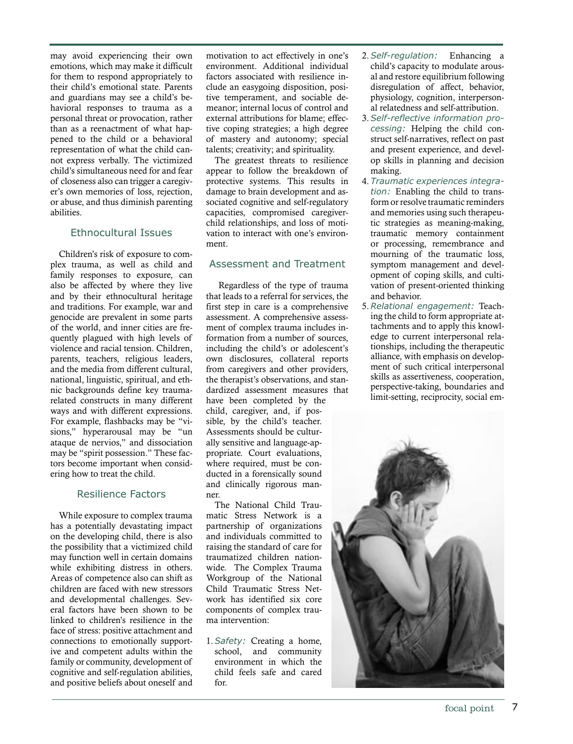may avoid experiencing their own emotions, which may make it difficult for them to respond appropriately to their child's emotional state. Parents and guardians may see a child's behavioral responses to trauma as a personal threat or provocation, rather than as a reenactment of what happened to the child or a behavioral representation of what the child cannot express verbally. The victimized child's simultaneous need for and fear of closeness also can trigger a caregiver's own memories of loss, rejection, or abuse, and thus diminish parenting abilities.

### Ethnocultural Issues

Children's risk of exposure to complex trauma, as well as child and family responses to exposure, can also be affected by where they live and by their ethnocultural heritage and traditions. For example, war and genocide are prevalent in some parts of the world, and inner cities are frequently plagued with high levels of violence and racial tension. Children, parents, teachers, religious leaders, and the media from different cultural, national, linguistic, spiritual, and ethnic backgrounds define key trauma-related constructs in many different ways and with different expressions. For example, flashbacks may be "visions," hyperarousal may be "un ataque de nervios," and dissociation may be "spirit possession." These factors become important when considering how to treat the child.

### Resilience Factors

While exposure to complex trauma has a potentially devastating impact on the developing child, there is also the possibility that a victimized child may function well in certain domains while exhibiting distress in others. Areas of competence also can shift as children are faced with new stressors and developmental challenges. Several factors have been shown to be linked to children's resilience in the face of stress: positive attachment and connections to emotionally supportive and competent adults within the family or community, development of cognitive and self-regulation abilities, and positive beliefs about oneself and motivation to act effectively in one's environment. Additional individual factors associated with resilience include an easygoing disposition, positive temperament, and sociable demeanor; internal locus of control and external attributions for blame; effective coping strategies; a high degree of mastery and autonomy; special talents; creativity; and spirituality.

The greatest threats to resilience appear to follow the breakdown of protective systems. This results in damage to brain development and associated cognitive and self-regulatory capacities, compromised caregiver-child relationships, and loss of motivation to interact with one's environment.

### Assessment and Treatment

Regardless of the type of trauma that leads to a referral for services, the first step in care is a comprehensive assessment. A comprehensive assessment of complex trauma includes information from a number of sources, including the child's or adolescent's own disclosures, collateral reports from caregivers and other providers, the therapist's observations, and standardized assessment measures that have been completed by the child, caregiver, and, if possible, by the child's teacher. Assessments should be culturally sensitive and language-appropriate. Court evaluations, where required, must be conducted in a forensically sound and clinically rigorous manner.

The National Child Traumatic Stress Network is a partnership of organizations and individuals committed to raising the standard of care for traumatized children nationwide. The Complex Trauma Workgroup of the National Child Traumatic Stress Network has identified six core components of complex trauma intervention:

1. *Safety:* Creating a home, school, and community environment in which the child feels safe and cared for.
2. *Self-regulation:* Enhancing a child's capacity to modulate arousal and restore equilibrium following disregulation of affect, behavior, physiology, cognition, interpersonal relatedness and self-attribution.
3. *Self-reflective information processing:* Helping the child construct self-narratives, reflect on past and present experience, and develop skills in planning and decision making.
4. *Traumatic experiences integration:* Enabling the child to transform or resolve traumatic reminders and memories using such therapeutic strategies as meaning-making, traumatic memory containment or processing, remembrance and mourning of the traumatic loss, symptom management and development of coping skills, and cultivation of present-oriented thinking and behavior.
5. *Relational engagement:* Teaching the child to form appropriate attachments and to apply this knowledge to current interpersonal relationships, including the therapeutic alliance, with emphasis on development of such critical interpersonal skills as assertiveness, cooperation, perspective-taking, boundaries and limit-setting, reciprocity, social em-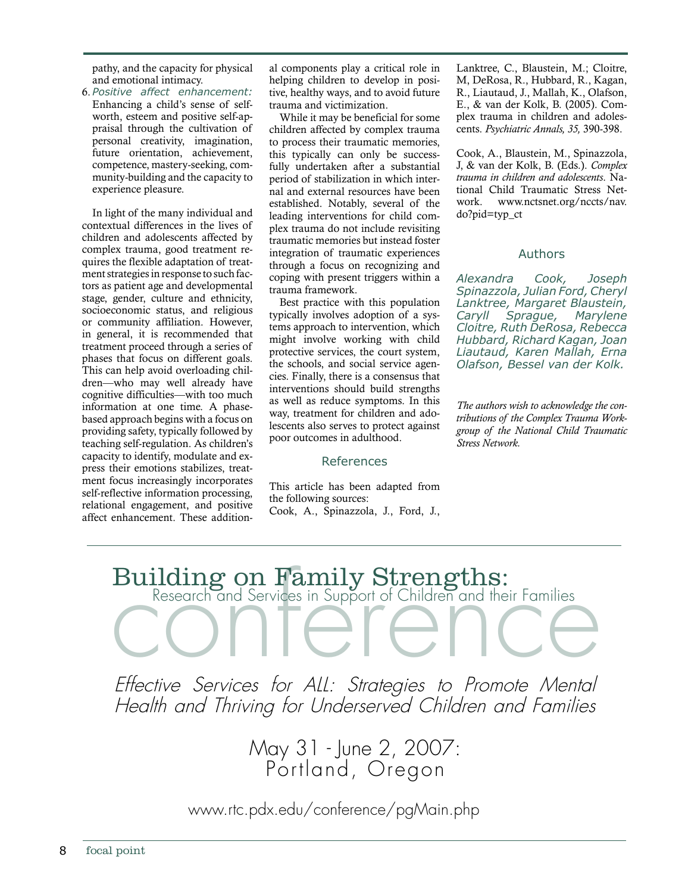pathy, and the capacity for physical and emotional intimacy.

6. *Positive affect enhancement:* Enhancing a child's sense of self-worth, esteem and positive self-appraisal through the cultivation of personal creativity, imagination, future orientation, achievement, competence, mastery-seeking, community-building and the capacity to experience pleasure.

In light of the many individual and contextual differences in the lives of children and adolescents affected by complex trauma, good treatment requires the flexible adaptation of treatment strategies in response to such factors as patient age and developmental stage, gender, culture and ethnicity, socioeconomic status, and religious or community affiliation. However, in general, it is recommended that treatment proceed through a series of phases that focus on different goals. This can help avoid overloading children—who may well already have cognitive difficulties—with too much information at one time. A phase-based approach begins with a focus on providing safety, typically followed by teaching self-regulation. As children's capacity to identify, modulate and express their emotions stabilizes, treatment focus increasingly incorporates self-reflective information processing, relational engagement, and positive affect enhancement. These additional components play a critical role in helping children to develop in positive, healthy ways, and to avoid future trauma and victimization.

While it may be beneficial for some children affected by complex trauma to process their traumatic memories, this typically can only be successfully undertaken after a substantial period of stabilization in which internal and external resources have been established. Notably, several of the leading interventions for child complex trauma do not include revisiting traumatic memories but instead foster integration of traumatic experiences through a focus on recognizing and coping with present triggers within a trauma framework.

Best practice with this population typically involves adoption of a systems approach to intervention, which might involve working with child protective services, the court system, the schools, and social service agencies. Finally, there is a consensus that interventions should build strengths as well as reduce symptoms. In this way, treatment for children and adolescents also serves to protect against poor outcomes in adulthood.

## References

This article has been adapted from the following sources:

Cook, A., Spinazzola, J., Ford, J., Lanktree, C., Blaustein, M.; Cloitre, M, DeRosa, R., Hubbard, R., Kagan, R., Liautaud, J., Mallah, K., Olafson, E., & van der Kolk, B. (2005). Complex trauma in children and adolescents. *Psychiatric Annals, 35,* 390-398.

Cook, A., Blaustein, M., Spinazzola, J, & van der Kolk, B. (Eds.). *Complex trauma in children and adolescents*. National Child Traumatic Stress Network. www.nctsnet.org/nccts/nav.do?pid=typ_ct

## Authors

*Alexandra Cook, Joseph Spinazzola, Julian Ford, Cheryl Lanktree, Margaret Blaustein, Caryll Sprague, Marylene Cloitre, Ruth DeRosa, Rebecca Hubbard, Richard Kagan, Joan Liautaud, Karen Mallah, Erna Olafson, Bessel van der Kolk.*

*The authors wish to acknowledge the contributions of the Complex Trauma Workgroup of the National Child Traumatic Stress Network.*

---

# Building on Family Strengths: conference

Research and Services in Support of Children and their Families

*Effective Services for ALL: Strategies to Promote Mental Health and Thriving for Underserved Children and Families*

May 31 - June 2, 2007:
Portland, Oregon

www.rtc.pdx.edu/conference/pgMain.php